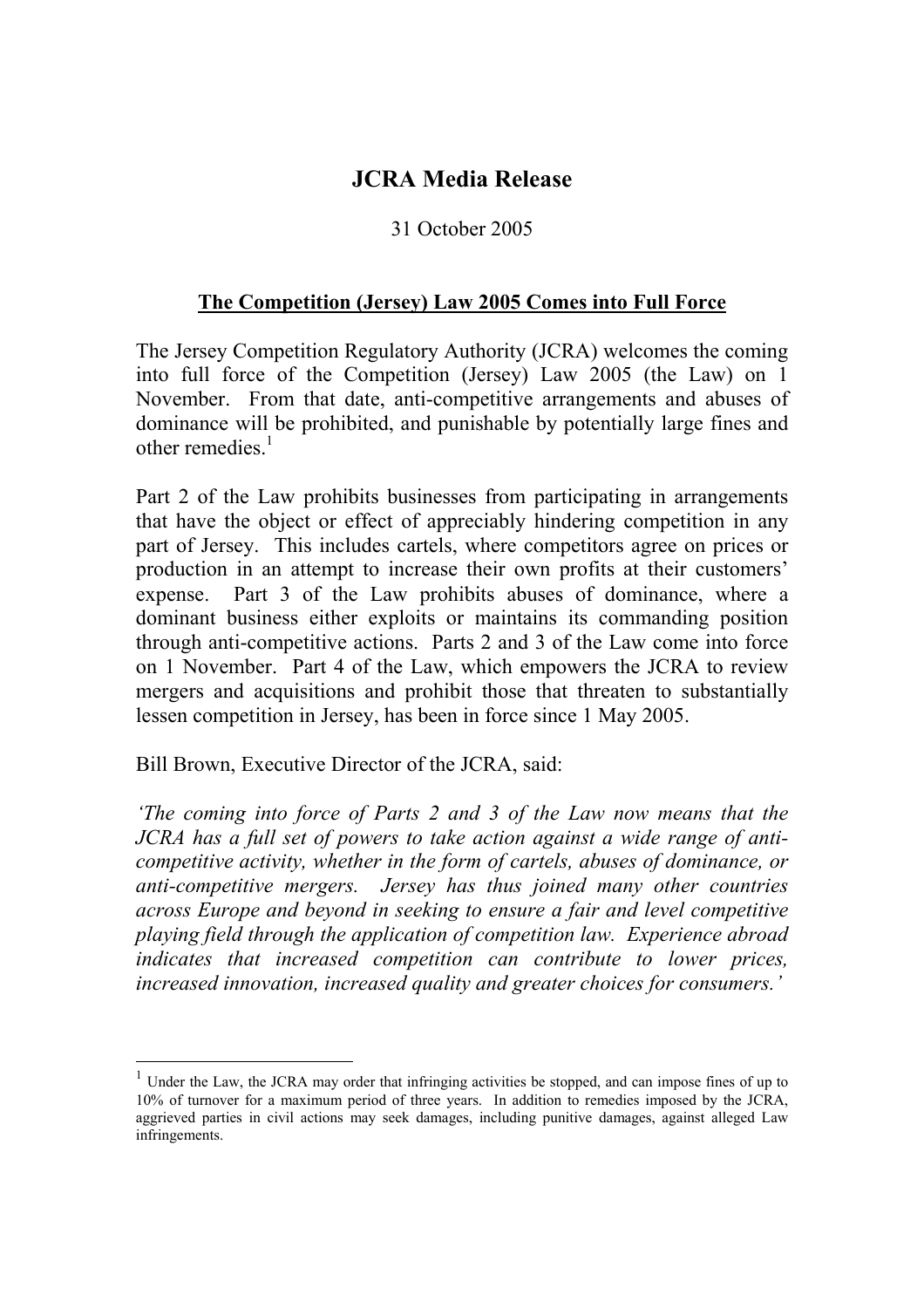# JCRA Media Release

31 October 2005

## The Competition (Jersey) Law 2005 Comes into Full Force

The Jersey Competition Regulatory Authority (JCRA) welcomes the coming into full force of the Competition (Jersey) Law 2005 (the Law) on 1 November. From that date, anti-competitive arrangements and abuses of dominance will be prohibited, and punishable by potentially large fines and other remedies.[1]

Part 2 of the Law prohibits businesses from participating in arrangements that have the object or effect of appreciably hindering competition in any part of Jersey. This includes cartels, where competitors agree on prices or production in an attempt to increase their own profits at their customers' expense. Part 3 of the Law prohibits abuses of dominance, where a dominant business either exploits or maintains its commanding position through anti-competitive actions. Parts 2 and 3 of the Law come into force on 1 November. Part 4 of the Law, which empowers the JCRA to review mergers and acquisitions and prohibit those that threaten to substantially lessen competition in Jersey, has been in force since 1 May 2005.

Bill Brown, Executive Director of the JCRA, said:

*'The coming into force of Parts 2 and 3 of the Law now means that the JCRA has a full set of powers to take action against a wide range of anti-competitive activity, whether in the form of cartels, abuses of dominance, or anti-competitive mergers. Jersey has thus joined many other countries across Europe and beyond in seeking to ensure a fair and level competitive playing field through the application of competition law. Experience abroad indicates that increased competition can contribute to lower prices, increased innovation, increased quality and greater choices for consumers.'*

---

[1] Under the Law, the JCRA may order that infringing activities be stopped, and can impose fines of up to 10% of turnover for a maximum period of three years. In addition to remedies imposed by the JCRA, aggrieved parties in civil actions may seek damages, including punitive damages, against alleged Law infringements.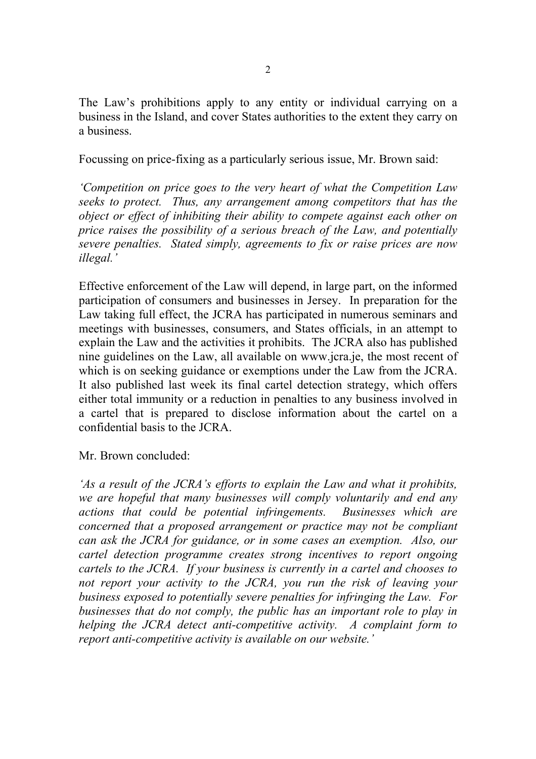The Law's prohibitions apply to any entity or individual carrying on a business in the Island, and cover States authorities to the extent they carry on a business.

Focussing on price-fixing as a particularly serious issue, Mr. Brown said:

*'Competition on price goes to the very heart of what the Competition Law seeks to protect. Thus, any arrangement among competitors that has the object or effect of inhibiting their ability to compete against each other on price raises the possibility of a serious breach of the Law, and potentially severe penalties. Stated simply, agreements to fix or raise prices are now illegal.'*

Effective enforcement of the Law will depend, in large part, on the informed participation of consumers and businesses in Jersey. In preparation for the Law taking full effect, the JCRA has participated in numerous seminars and meetings with businesses, consumers, and States officials, in an attempt to explain the Law and the activities it prohibits. The JCRA also has published nine guidelines on the Law, all available on www.jcra.je, the most recent of which is on seeking guidance or exemptions under the Law from the JCRA. It also published last week its final cartel detection strategy, which offers either total immunity or a reduction in penalties to any business involved in a cartel that is prepared to disclose information about the cartel on a confidential basis to the JCRA.

Mr. Brown concluded:

*'As a result of the JCRA's efforts to explain the Law and what it prohibits, we are hopeful that many businesses will comply voluntarily and end any actions that could be potential infringements. Businesses which are concerned that a proposed arrangement or practice may not be compliant can ask the JCRA for guidance, or in some cases an exemption. Also, our cartel detection programme creates strong incentives to report ongoing cartels to the JCRA. If your business is currently in a cartel and chooses to not report your activity to the JCRA, you run the risk of leaving your business exposed to potentially severe penalties for infringing the Law. For businesses that do not comply, the public has an important role to play in helping the JCRA detect anti-competitive activity. A complaint form to report anti-competitive activity is available on our website.'*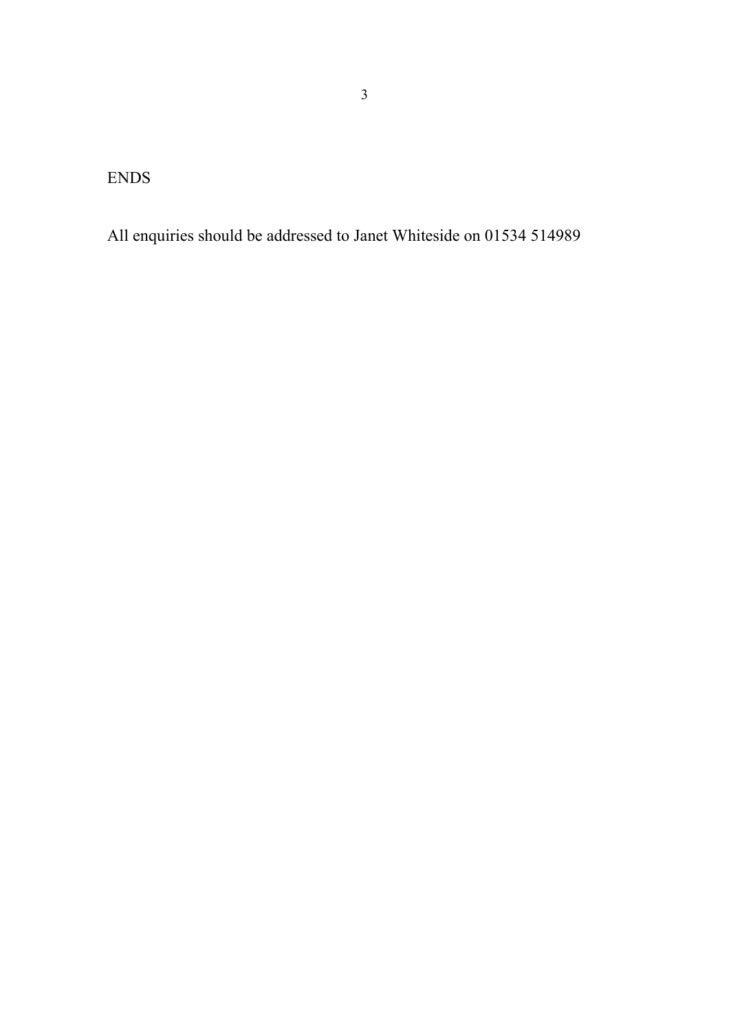ENDS

All enquiries should be addressed to Janet Whiteside on 01534 514989